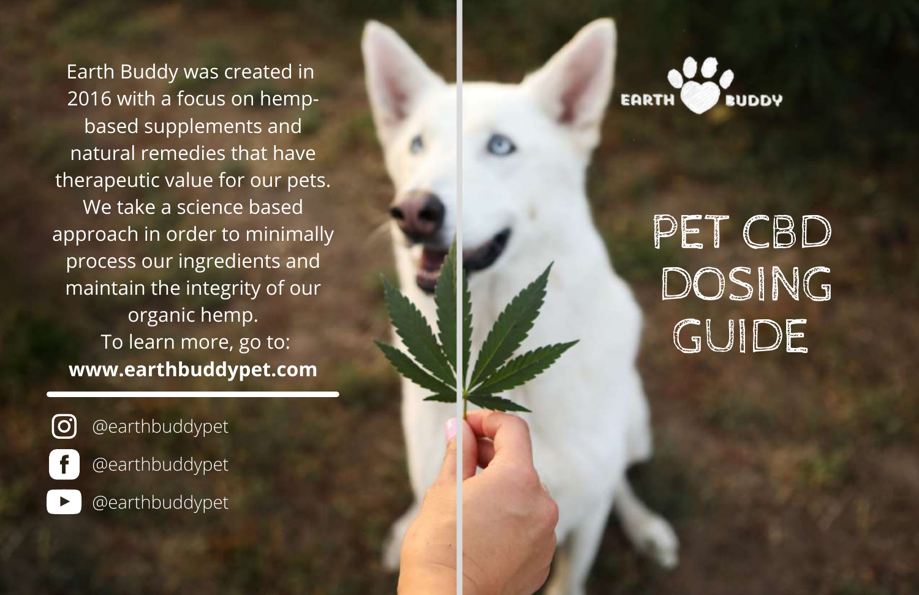Earth Buddy was created in 2016 with a focus on hemp-based supplements and natural remedies that have therapeutic value for our pets. We take a science based approach in order to minimally process our ingredients and maintain the integrity of our organic hemp.

To learn more, go to:
**www.earthbuddypet.com**

@earthbuddypet

@earthbuddypet

@earthbuddypet

EARTH BUDDY

# PET CBD DOSING GUIDE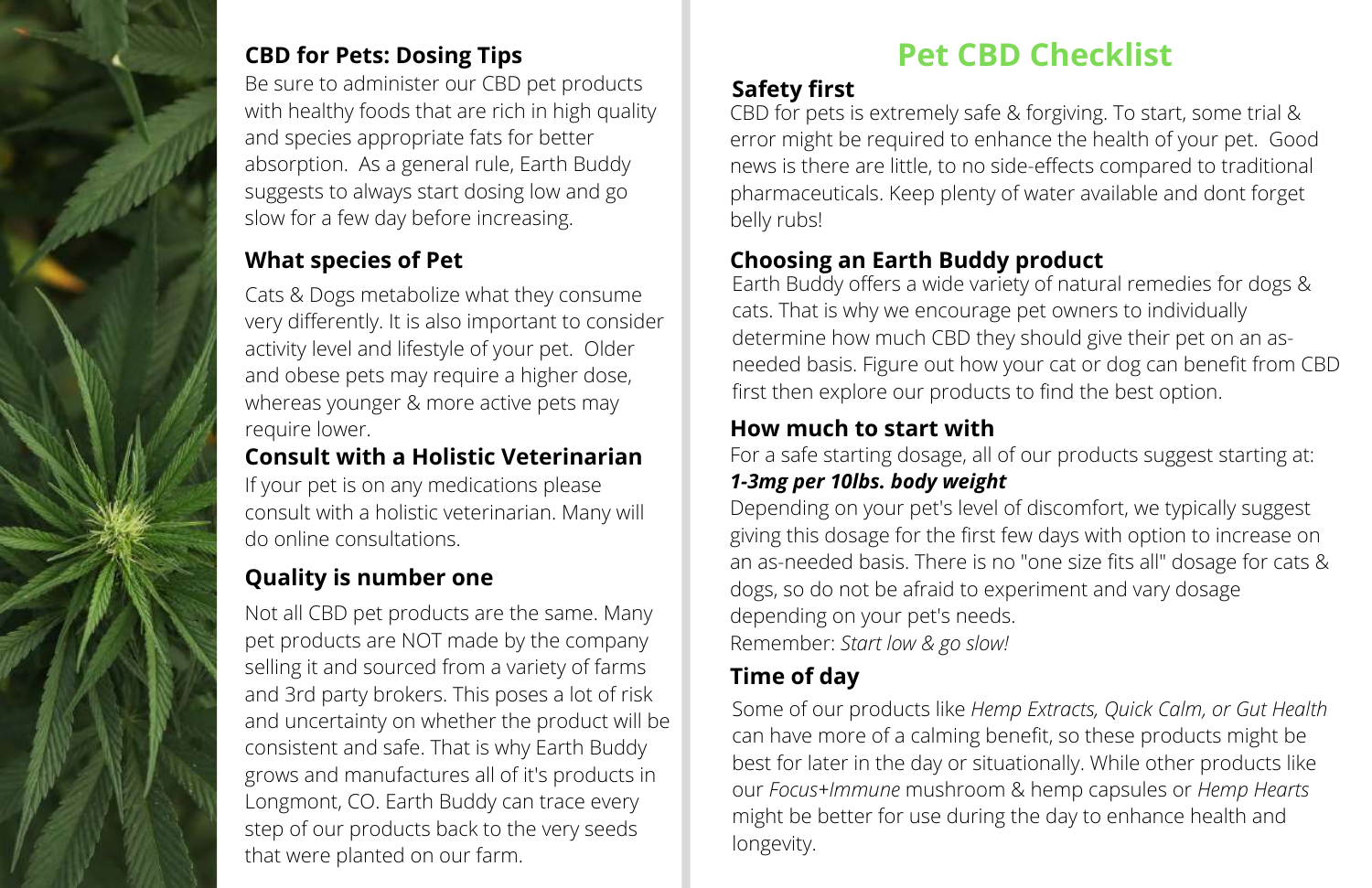## CBD for Pets: Dosing Tips

Be sure to administer our CBD pet products with healthy foods that are rich in high quality and species appropriate fats for better absorption. As a general rule, Earth Buddy suggests to always start dosing low and go slow for a few day before increasing.

## What species of Pet

Cats & Dogs metabolize what they consume very differently. It is also important to consider activity level and lifestyle of your pet. Older and obese pets may require a higher dose, whereas younger & more active pets may require lower.

## Consult with a Holistic Veterinarian

If your pet is on any medications please consult with a holistic veterinarian. Many will do online consultations.

## Quality is number one

Not all CBD pet products are the same. Many pet products are NOT made by the company selling it and sourced from a variety of farms and 3rd party brokers. This poses a lot of risk and uncertainty on whether the product will be consistent and safe. That is why Earth Buddy grows and manufactures all of it's products in Longmont, CO. Earth Buddy can trace every step of our products back to the very seeds that were planted on our farm.

# Pet CBD Checklist

## Safety first

CBD for pets is extremely safe & forgiving. To start, some trial & error might be required to enhance the health of your pet. Good news is there are little, to no side-effects compared to traditional pharmaceuticals. Keep plenty of water available and dont forget belly rubs!

## Choosing an Earth Buddy product

Earth Buddy offers a wide variety of natural remedies for dogs & cats. That is why we encourage pet owners to individually determine how much CBD they should give their pet on an as-needed basis. Figure out how your cat or dog can benefit from CBD first then explore our products to find the best option.

## How much to start with

For a safe starting dosage, all of our products suggest starting at:
***1-3mg per 10lbs. body weight***
Depending on your pet's level of discomfort, we typically suggest giving this dosage for the first few days with option to increase on an as-needed basis. There is no "one size fits all" dosage for cats & dogs, so do not be afraid to experiment and vary dosage depending on your pet's needs.
Remember: *Start low & go slow!*

## Time of day

Some of our products like *Hemp Extracts, Quick Calm, or Gut Health* can have more of a calming benefit, so these products might be best for later in the day or situationally. While other products like our *Focus+Immune* mushroom & hemp capsules or *Hemp Hearts* might be better for use during the day to enhance health and longevity.